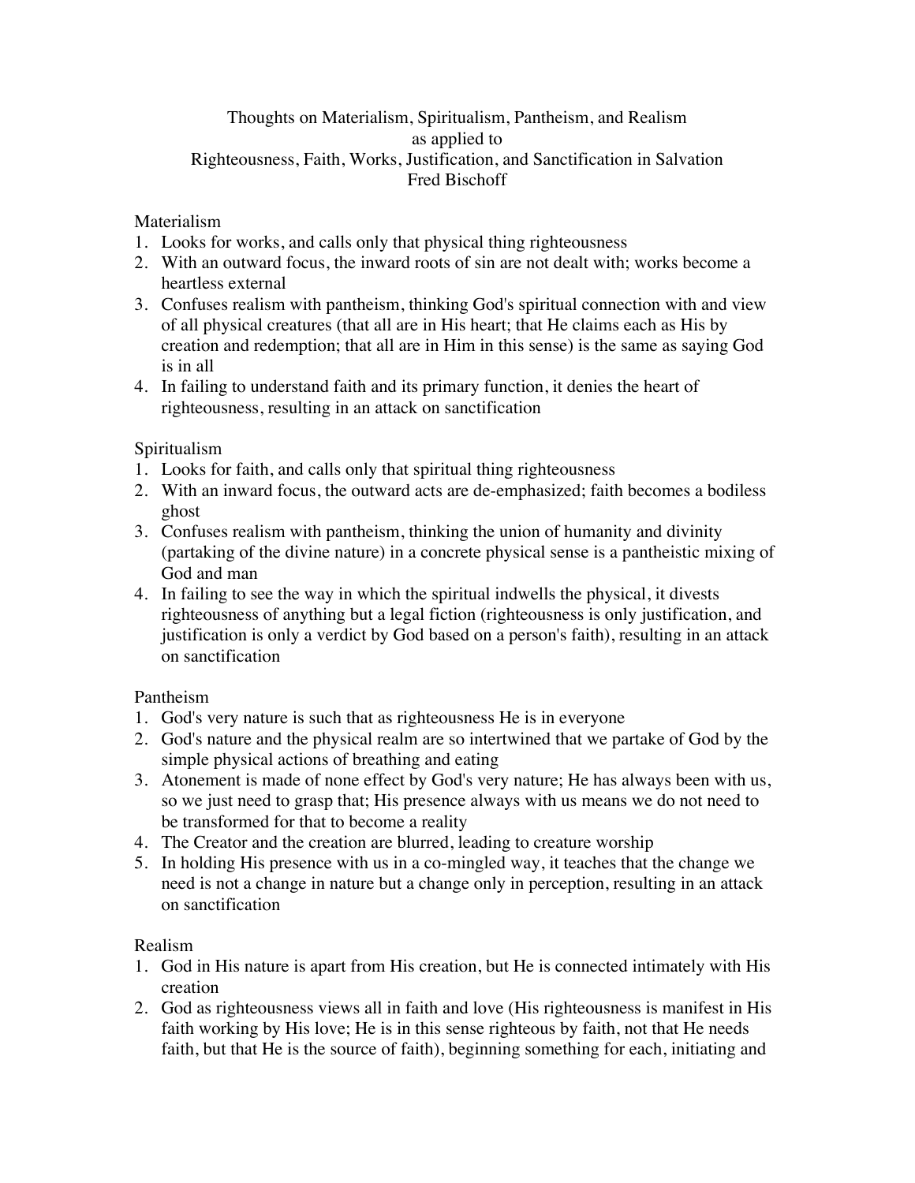# Thoughts on Materialism, Spiritualism, Pantheism, and Realism as applied to Righteousness, Faith, Works, Justification, and Sanctification in Salvation

Fred Bischoff

## Materialism

1. Looks for works, and calls only that physical thing righteousness
2. With an outward focus, the inward roots of sin are not dealt with; works become a heartless external
3. Confuses realism with pantheism, thinking God's spiritual connection with and view of all physical creatures (that all are in His heart; that He claims each as His by creation and redemption; that all are in Him in this sense) is the same as saying God is in all
4. In failing to understand faith and its primary function, it denies the heart of righteousness, resulting in an attack on sanctification

## Spiritualism

1. Looks for faith, and calls only that spiritual thing righteousness
2. With an inward focus, the outward acts are de-emphasized; faith becomes a bodiless ghost
3. Confuses realism with pantheism, thinking the union of humanity and divinity (partaking of the divine nature) in a concrete physical sense is a pantheistic mixing of God and man
4. In failing to see the way in which the spiritual indwells the physical, it divests righteousness of anything but a legal fiction (righteousness is only justification, and justification is only a verdict by God based on a person's faith), resulting in an attack on sanctification

## Pantheism

1. God's very nature is such that as righteousness He is in everyone
2. God's nature and the physical realm are so intertwined that we partake of God by the simple physical actions of breathing and eating
3. Atonement is made of none effect by God's very nature; He has always been with us, so we just need to grasp that; His presence always with us means we do not need to be transformed for that to become a reality
4. The Creator and the creation are blurred, leading to creature worship
5. In holding His presence with us in a co-mingled way, it teaches that the change we need is not a change in nature but a change only in perception, resulting in an attack on sanctification

## Realism

1. God in His nature is apart from His creation, but He is connected intimately with His creation
2. God as righteousness views all in faith and love (His righteousness is manifest in His faith working by His love; He is in this sense righteous by faith, not that He needs faith, but that He is the source of faith), beginning something for each, initiating and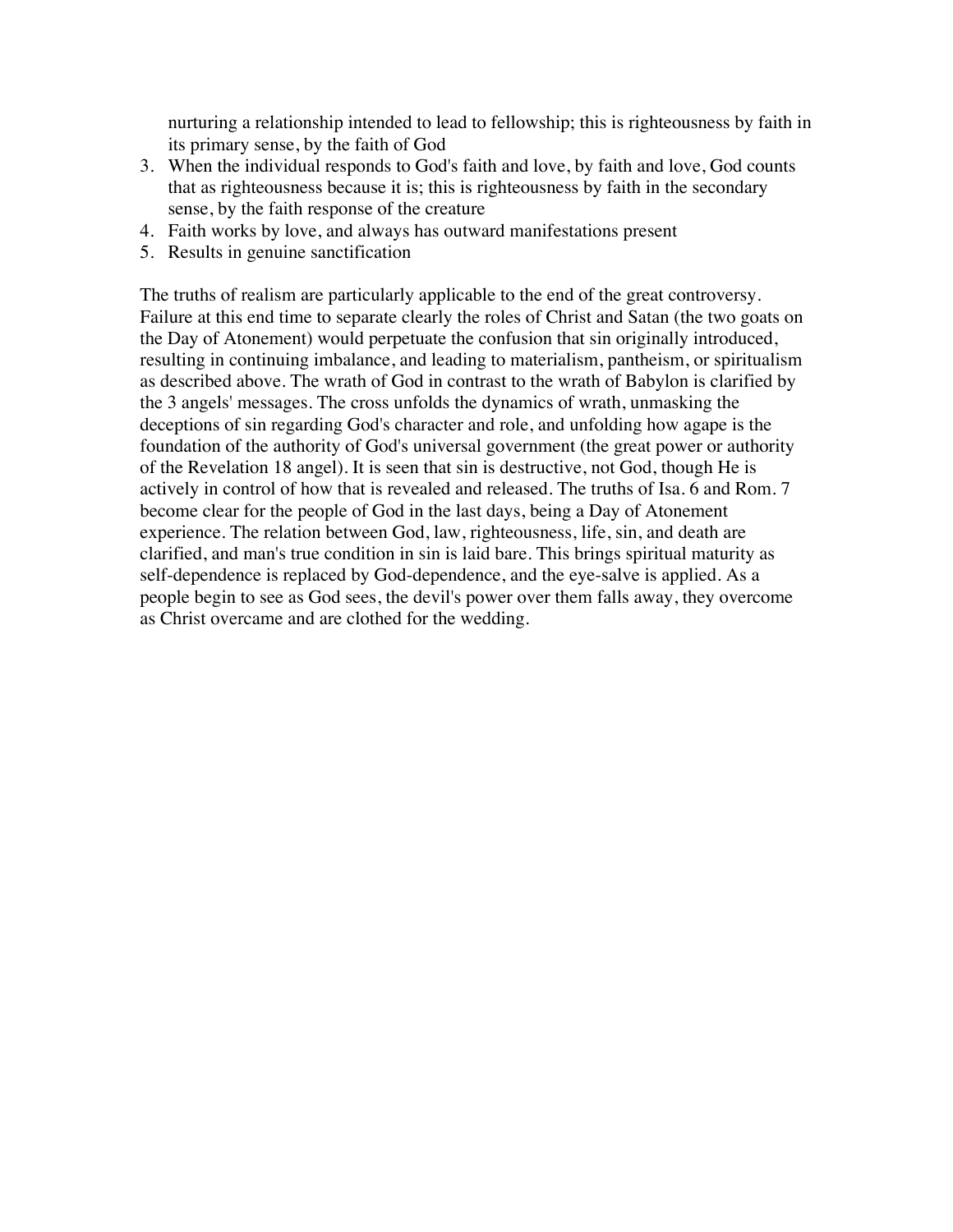nurturing a relationship intended to lead to fellowship; this is righteousness by faith in its primary sense, by the faith of God

3. When the individual responds to God's faith and love, by faith and love, God counts that as righteousness because it is; this is righteousness by faith in the secondary sense, by the faith response of the creature
4. Faith works by love, and always has outward manifestations present
5. Results in genuine sanctification

The truths of realism are particularly applicable to the end of the great controversy. Failure at this end time to separate clearly the roles of Christ and Satan (the two goats on the Day of Atonement) would perpetuate the confusion that sin originally introduced, resulting in continuing imbalance, and leading to materialism, pantheism, or spiritualism as described above. The wrath of God in contrast to the wrath of Babylon is clarified by the 3 angels' messages. The cross unfolds the dynamics of wrath, unmasking the deceptions of sin regarding God's character and role, and unfolding how agape is the foundation of the authority of God's universal government (the great power or authority of the Revelation 18 angel). It is seen that sin is destructive, not God, though He is actively in control of how that is revealed and released. The truths of Isa. 6 and Rom. 7 become clear for the people of God in the last days, being a Day of Atonement experience. The relation between God, law, righteousness, life, sin, and death are clarified, and man's true condition in sin is laid bare. This brings spiritual maturity as self-dependence is replaced by God-dependence, and the eye-salve is applied. As a people begin to see as God sees, the devil's power over them falls away, they overcome as Christ overcame and are clothed for the wedding.